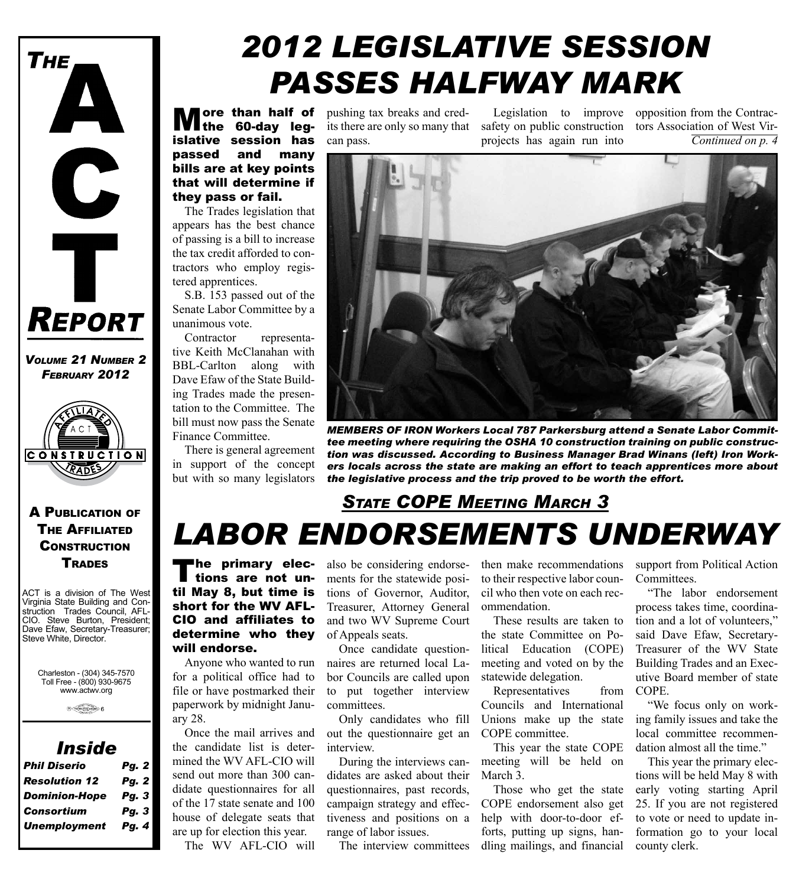# THE ACT REPORT

*Volume 21 Number 2*
*February 2012*

**A Publication of The Affiliated Construction Trades**

ACT is a division of The West Virginia State Building and Construction Trades Council, AFL-CIO. Steve Burton, President; Dave Efaw, Secretary-Treasurer; Steve White, Director.

Charleston - (304) 345-7570
Toll Free - (800) 930-9675
www.actwv.org

## Inside

| | |
|---|---|
| *Phil Diserio* | *Pg. 2* |
| *Resolution 12* | *Pg. 2* |
| *Dominion-Hope* | *Pg. 3* |
| *Consortium* | *Pg. 3* |
| *Unemployment* | *Pg. 4* |

# 2012 LEGISLATIVE SESSION PASSES HALFWAY MARK

**More than half of the 60-day legislative session has passed and many bills are at key points that will determine if they pass or fail.**

The Trades legislation that appears has the best chance of passing is a bill to increase the tax credit afforded to contractors who employ registered apprentices.

S.B. 153 passed out of the Senate Labor Committee by a unanimous vote.

Contractor representative Keith McClanahan with BBL-Carlton along with Dave Efaw of the State Building Trades made the presentation to the Committee. The bill must now pass the Senate Finance Committee.

There is general agreement in support of the concept but with so many legislators pushing tax breaks and credits there are only so many that can pass.

Legislation to improve safety on public construction projects has again run into opposition from the Contractors Association of West Vir-

*Continued on p. 4*

***MEMBERS OF IRON Workers Local 787 Parkersburg attend a Senate Labor Committee meeting where requiring the OSHA 10 construction training on public construction was discussed. According to Business Manager Brad Winans (left) Iron Workers locals across the state are making an effort to teach apprentices more about the legislative process and the trip proved to be worth the effort.***

## *STATE COPE MEETING MARCH 3*

# LABOR ENDORSEMENTS UNDERWAY

**The primary elections are not until May 8, but time is short for the WV AFL-CIO and affiliates to determine who they will endorse.**

Anyone who wanted to run for a political office had to file or have postmarked their paperwork by midnight January 28.

Once the mail arrives and the candidate list is determined the WV AFL-CIO will send out more than 300 candidate questionnaires for all of the 17 state senate and 100 house of delegate seats that are up for election this year.

The WV AFL-CIO will also be considering endorsements for the statewide positions of Governor, Auditor, Treasurer, Attorney General and two WV Supreme Court of Appeals seats.

Once candidate questionnaires are returned local Labor Councils are called upon to put together interview committees.

Only candidates who fill out the questionnaire get an interview.

During the interviews candidates are asked about their questionnaires, past records, campaign strategy and effectiveness and positions on a range of labor issues.

The interview committees then make recommendations to their respective labor council who then vote on each recommendation.

These results are taken to the state Committee on Political Education (COPE) meeting and voted on by the statewide delegation.

Representatives from Councils and International Unions make up the state COPE committee.

This year the state COPE meeting will be held on March 3.

Those who get the state COPE endorsement also get help with door-to-door efforts, putting up signs, handling mailings, and financial support from Political Action Committees.

"The labor endorsement process takes time, coordination and a lot of volunteers," said Dave Efaw, Secretary-Treasurer of the WV State Building Trades and an Executive Board member of state COPE.

"We focus only on working family issues and take the local committee recommendation almost all the time."

This year the primary elections will be held May 8 with early voting starting April 25. If you are not registered to vote or need to update information go to your local county clerk.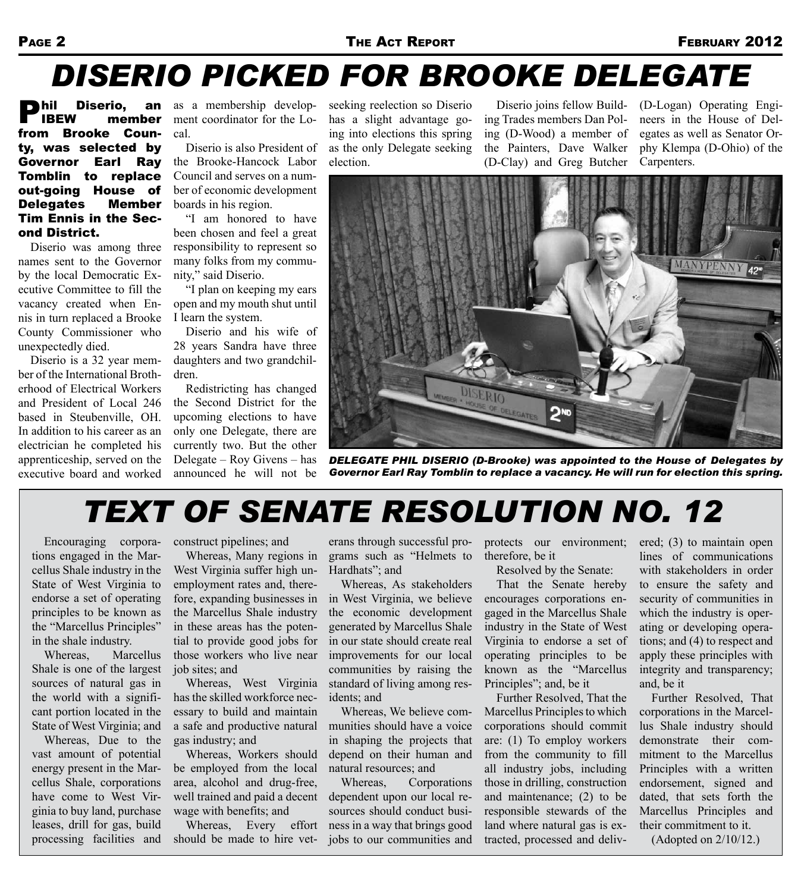# DISERIO PICKED FOR BROOKE DELEGATE

**Phil Diserio, an IBEW member from Brooke County, was selected by Governor Earl Ray Tomblin to replace out-going House of Delegates Member Tim Ennis in the Second District.**

Diserio was among three names sent to the Governor by the local Democratic Executive Committee to fill the vacancy created when Ennis in turn replaced a Brooke County Commissioner who unexpectedly died.

Diserio is a 32 year member of the International Brotherhood of Electrical Workers and President of Local 246 based in Steubenville, OH. In addition to his career as an electrician he completed his apprenticeship, served on the executive board and worked as a membership development coordinator for the Local.

Diserio is also President of the Brooke-Hancock Labor Council and serves on a number of economic development boards in his region.

"I am honored to have been chosen and feel a great responsibility to represent so many folks from my community," said Diserio.

"I plan on keeping my ears open and my mouth shut until I learn the system.

Diserio and his wife of 28 years Sandra have three daughters and two grandchildren.

Redistricting has changed the Second District for the upcoming elections to have only one Delegate, there are currently two. But the other Delegate – Roy Givens – has announced he will not be seeking reelection so Diserio has a slight advantage going into elections this spring as the only Delegate seeking election.

Diserio joins fellow Building Trades members Dan Poling (D-Wood) a member of the Painters, Dave Walker (D-Clay) and Greg Butcher (D-Logan) Operating Engineers in the House of Delegates as well as Senator Orphy Klempa (D-Ohio) of the Carpenters.

*DELEGATE PHIL DISERIO (D-Brooke) was appointed to the House of Delegates by Governor Earl Ray Tomblin to replace a vacancy. He will run for election this spring.*

# TEXT OF SENATE RESOLUTION NO. 12

Encouraging corporations engaged in the Marcellus Shale industry in the State of West Virginia to endorse a set of operating principles to be known as the "Marcellus Principles" in the shale industry.

Whereas, Marcellus Shale is one of the largest sources of natural gas in the world with a significant portion located in the State of West Virginia; and

Whereas, Due to the vast amount of potential energy present in the Marcellus Shale, corporations have come to West Virginia to buy land, purchase leases, drill for gas, build processing facilities and construct pipelines; and

Whereas, Many regions in West Virginia suffer high unemployment rates and, therefore, expanding businesses in the Marcellus Shale industry in these areas has the potential to provide good jobs for those workers who live near job sites; and

Whereas, West Virginia has the skilled workforce necessary to build and maintain a safe and productive natural gas industry; and

Whereas, Workers should be employed from the local area, alcohol and drug-free, well trained and paid a decent wage with benefits; and

Whereas, Every effort should be made to hire veterans through successful programs such as "Helmets to Hardhats"; and

Whereas, As stakeholders in West Virginia, we believe the economic development generated by Marcellus Shale in our state should create real improvements for our local communities by raising the standard of living among residents; and

Whereas, We believe communities should have a voice in shaping the projects that depend on their human and natural resources; and

Whereas, Corporations dependent upon our local resources should conduct business in a way that brings good jobs to our communities and protects our environment; therefore, be it

Resolved by the Senate:

That the Senate hereby encourages corporations engaged in the Marcellus Shale industry in the State of West Virginia to endorse a set of operating principles to be known as the "Marcellus Principles"; and, be it

Further Resolved, That the Marcellus Principles to which corporations should commit are: (1) To employ workers from the community to fill all industry jobs, including those in drilling, construction and maintenance; (2) to be responsible stewards of the land where natural gas is extracted, processed and delivered; (3) to maintain open lines of communications with stakeholders in order to ensure the safety and security of communities in which the industry is operating or developing operations; and (4) to respect and apply these principles with integrity and transparency; and, be it

Further Resolved, That corporations in the Marcellus Shale industry should demonstrate their commitment to the Marcellus Principles with a written endorsement, signed and dated, that sets forth the Marcellus Principles and their commitment to it.

(Adopted on 2/10/12.)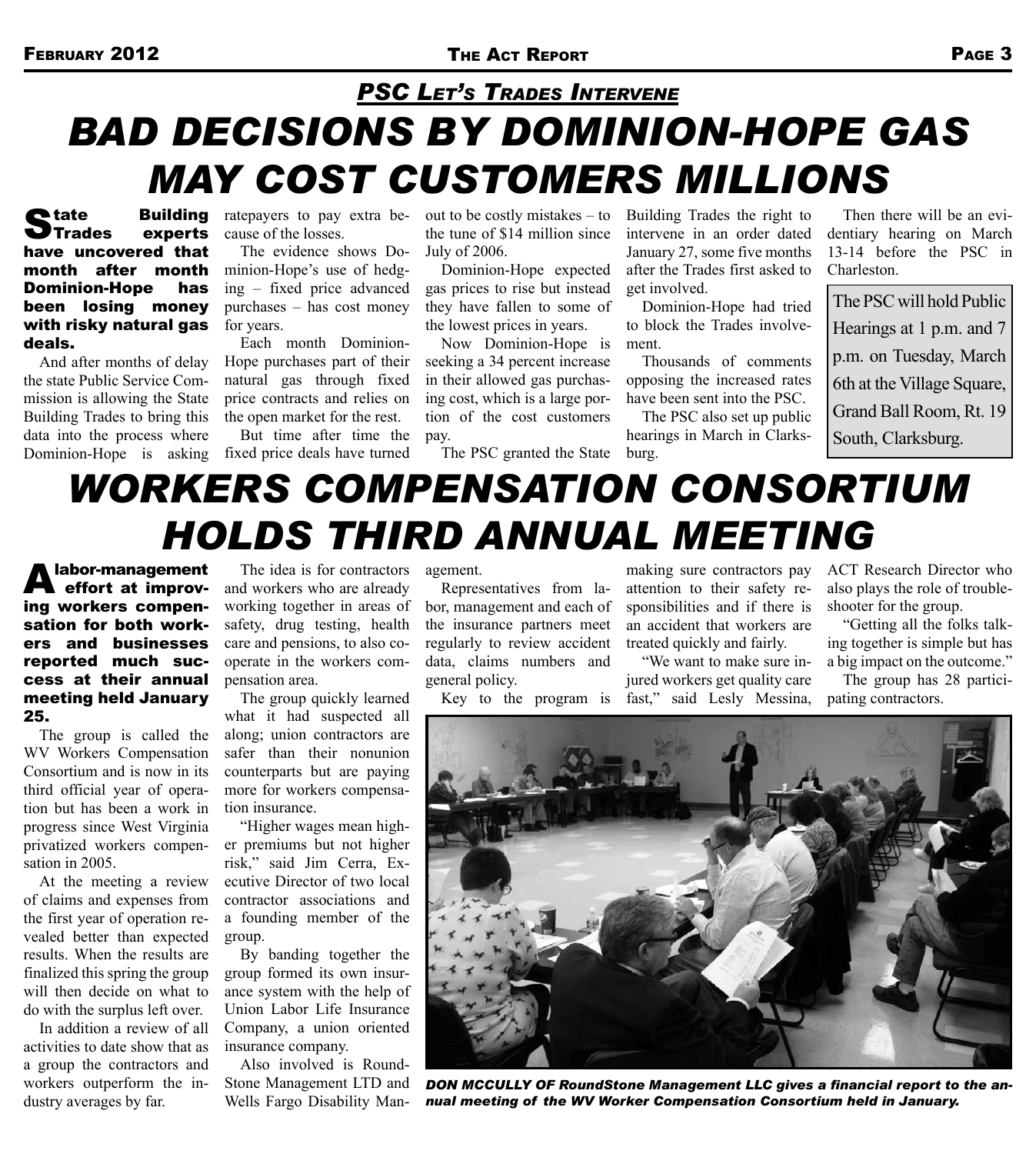*PSC LET'S TRADES INTERVENE*

# BAD DECISIONS BY DOMINION-HOPE GAS MAY COST CUSTOMERS MILLIONS

**State Building Trades experts have uncovered that month after month Dominion-Hope has been losing money with risky natural gas deals.**

And after months of delay the state Public Service Commission is allowing the State Building Trades to bring this data into the process where Dominion-Hope is asking ratepayers to pay extra because of the losses.

The evidence shows Dominion-Hope's use of hedging – fixed price advanced purchases – has cost money for years.

Each month Dominion-Hope purchases part of their natural gas through fixed price contracts and relies on the open market for the rest.

But time after time the fixed price deals have turned out to be costly mistakes – to the tune of $14 million since July of 2006.

Dominion-Hope expected gas prices to rise but instead they have fallen to some of the lowest prices in years.

Now Dominion-Hope is seeking a 34 percent increase in their allowed gas purchasing cost, which is a large portion of the cost customers pay.

The PSC granted the State Building Trades the right to intervene in an order dated January 27, some five months after the Trades first asked to get involved.

Dominion-Hope had tried to block the Trades involvement.

Thousands of comments opposing the increased rates have been sent into the PSC.

The PSC also set up public hearings in March in Clarksburg.

Then there will be an evidentiary hearing on March 13-14 before the PSC in Charleston.

The PSC will hold Public Hearings at 1 p.m. and 7 p.m. on Tuesday, March 6th at the Village Square, Grand Ball Room, Rt. 19 South, Clarksburg.

# WORKERS COMPENSATION CONSORTIUM HOLDS THIRD ANNUAL MEETING

**A labor-management effort at improving workers compensation for both workers and businesses reported much success at their annual meeting held January 25.**

The group is called the WV Workers Compensation Consortium and is now in its third official year of operation but has been a work in progress since West Virginia privatized workers compensation in 2005.

At the meeting a review of claims and expenses from the first year of operation revealed better than expected results. When the results are finalized this spring the group will then decide on what to do with the surplus left over.

In addition a review of all activities to date show that as a group the contractors and workers outperform the industry averages by far.

The idea is for contractors and workers who are already working together in areas of safety, drug testing, health care and pensions, to also cooperate in the workers compensation area.

The group quickly learned what it had suspected all along; union contractors are safer than their nonunion counterparts but are paying more for workers compensation insurance.

"Higher wages mean higher premiums but not higher risk," said Jim Cerra, Executive Director of two local contractor associations and a founding member of the group.

By banding together the group formed its own insurance system with the help of Union Labor Life Insurance Company, a union oriented insurance company.

Also involved is RoundStone Management LTD and Wells Fargo Disability Management.

Representatives from labor, management and each of the insurance partners meet regularly to review accident data, claims numbers and general policy.

Key to the program is making sure contractors pay attention to their safety responsibilities and if there is an accident that workers are treated quickly and fairly.

"We want to make sure injured workers get quality care fast," said Lesly Messina, ACT Research Director who also plays the role of troubleshooter for the group.

"Getting all the folks talking together is simple but has a big impact on the outcome."

The group has 28 participating contractors.

*DON MCCULLY OF RoundStone Management LLC gives a financial report to the annual meeting of the WV Worker Compensation Consortium held in January.*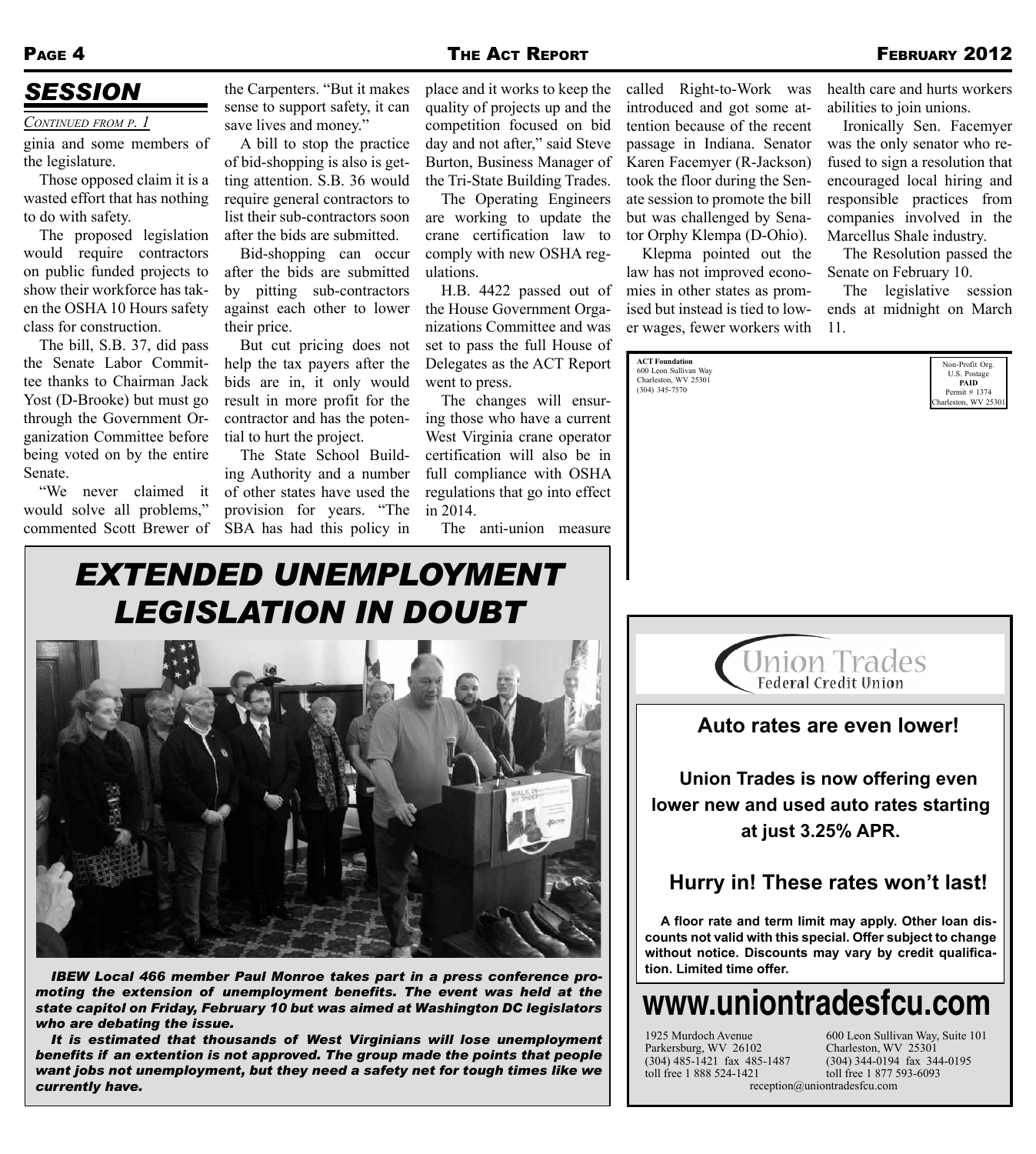## SESSION

*Continued from p. 1*

ginia and some members of the legislature.

Those opposed claim it is a wasted effort that has nothing to do with safety.

The proposed legislation would require contractors on public funded projects to show their workforce has taken the OSHA 10 Hours safety class for construction.

The bill, S.B. 37, did pass the Senate Labor Committee thanks to Chairman Jack Yost (D-Brooke) but must go through the Government Organization Committee before being voted on by the entire Senate.

"We never claimed it would solve all problems," commented Scott Brewer of the Carpenters. "But it makes sense to support safety, it can save lives and money."

A bill to stop the practice of bid-shopping is also is getting attention. S.B. 36 would require general contractors to list their sub-contractors soon after the bids are submitted.

Bid-shopping can occur after the bids are submitted by pitting sub-contractors against each other to lower their price.

But cut pricing does not help the tax payers after the bids are in, it only would result in more profit for the contractor and has the potential to hurt the project.

The State School Building Authority and a number of other states have used the provision for years. "The SBA has had this policy in place and it works to keep the quality of projects up and the competition focused on bid day and not after," said Steve Burton, Business Manager of the Tri-State Building Trades.

The Operating Engineers are working to update the crane certification law to comply with new OSHA regulations.

H.B. 4422 passed out of the House Government Organizations Committee and was set to pass the full House of Delegates as the ACT Report went to press.

The changes will ensuring those who have a current West Virginia crane operator certification will also be in full compliance with OSHA regulations that go into effect in 2014.

The anti-union measure called Right-to-Work was introduced and got some attention because of the recent passage in Indiana. Senator Karen Facemyer (R-Jackson) took the floor during the Senate session to promote the bill but was challenged by Senator Orphy Klempa (D-Ohio).

Klepma pointed out the law has not improved economies in other states as promised but instead is tied to lower wages, fewer workers with health care and hurts workers abilities to join unions.

Ironically Sen. Facemyer was the only senator who refused to sign a resolution that encouraged local hiring and responsible practices from companies involved in the Marcellus Shale industry.

The Resolution passed the Senate on February 10.

The legislative session ends at midnight on March 11.

**ACT Foundation**
600 Leon Sullivan Way
Charleston, WV 25301
(304) 345-7570

Non-Profit Org.
U.S. Postage
**PAID**
Permit # 1374
Charleston, WV 25301

## EXTENDED UNEMPLOYMENT LEGISLATION IN DOUBT

*IBEW Local 466 member Paul Monroe takes part in a press conference promoting the extension of unemployment benefits. The event was held at the state capitol on Friday, February 10 but was aimed at Washington DC legislators who are debating the issue.*

*It is estimated that thousands of West Virginians will lose unemployment benefits if an extention is not approved. The group made the points that people want jobs not unemployment, but they need a safety net for tough times like we currently have.*

Union Trades Federal Credit Union

**Auto rates are even lower!**

**Union Trades is now offering even lower new and used auto rates starting at just 3.25% APR.**

**Hurry in! These rates won't last!**

**A floor rate and term limit may apply. Other loan discounts not valid with this special. Offer subject to change without notice. Discounts may vary by credit qualification. Limited time offer.**

**www.uniontradesfcu.com**

1925 Murdoch Avenue
Parkersburg, WV 26102
(304) 485-1421 fax 485-1487
toll free 1 888 524-1421

600 Leon Sullivan Way, Suite 101
Charleston, WV 25301
(304) 344-0194 fax 344-0195
toll free 1 877 593-6093

reception@uniontradesfcu.com